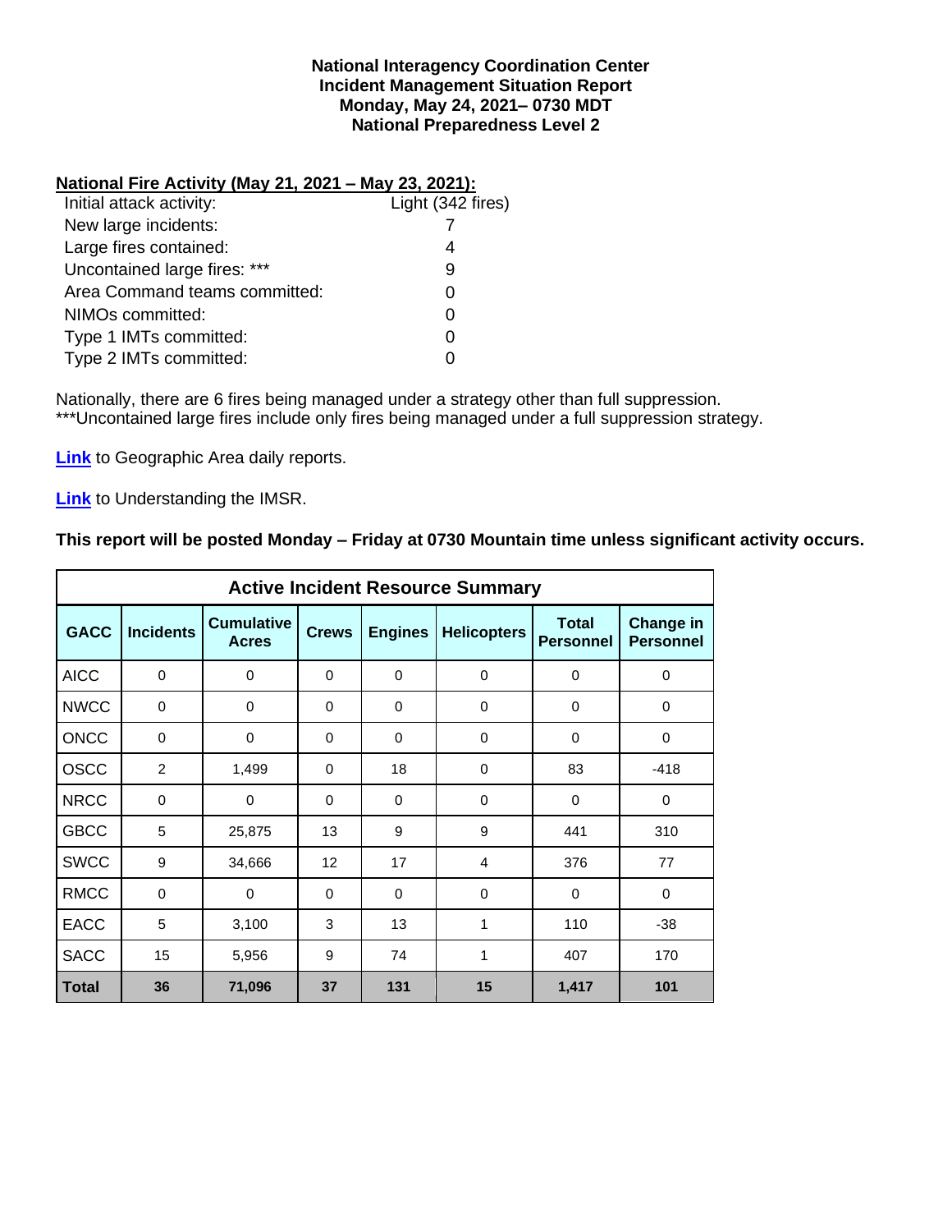# National Interagency Coordination Center
## Incident Management Situation Report
### Monday, May 24, 2021– 0730 MDT
### National Preparedness Level 2

**National Fire Activity (May 21, 2021 – May 23, 2021):**

| | |
|---|---|
| Initial attack activity: | Light (342 fires) |
| New large incidents: | 7 |
| Large fires contained: | 4 |
| Uncontained large fires: *** | 9 |
| Area Command teams committed: | 0 |
| NIMOs committed: | 0 |
| Type 1 IMTs committed: | 0 |
| Type 2 IMTs committed: | 0 |

Nationally, there are 6 fires being managed under a strategy other than full suppression.
***Uncontained large fires include only fires being managed under a full suppression strategy.

**Link** to Geographic Area daily reports.

**Link** to Understanding the IMSR.

**This report will be posted Monday – Friday at 0730 Mountain time unless significant activity occurs.**

| Active Incident Resource Summary | | | | | | | |
|---|---|---|---|---|---|---|---|
| **GACC** | **Incidents** | **Cumulative Acres** | **Crews** | **Engines** | **Helicopters** | **Total Personnel** | **Change in Personnel** |
| AICC | 0 | 0 | 0 | 0 | 0 | 0 | 0 |
| NWCC | 0 | 0 | 0 | 0 | 0 | 0 | 0 |
| ONCC | 0 | 0 | 0 | 0 | 0 | 0 | 0 |
| OSCC | 2 | 1,499 | 0 | 18 | 0 | 83 | -418 |
| NRCC | 0 | 0 | 0 | 0 | 0 | 0 | 0 |
| GBCC | 5 | 25,875 | 13 | 9 | 9 | 441 | 310 |
| SWCC | 9 | 34,666 | 12 | 17 | 4 | 376 | 77 |
| RMCC | 0 | 0 | 0 | 0 | 0 | 0 | 0 |
| EACC | 5 | 3,100 | 3 | 13 | 1 | 110 | -38 |
| SACC | 15 | 5,956 | 9 | 74 | 1 | 407 | 170 |
| **Total** | **36** | **71,096** | **37** | **131** | **15** | **1,417** | **101** |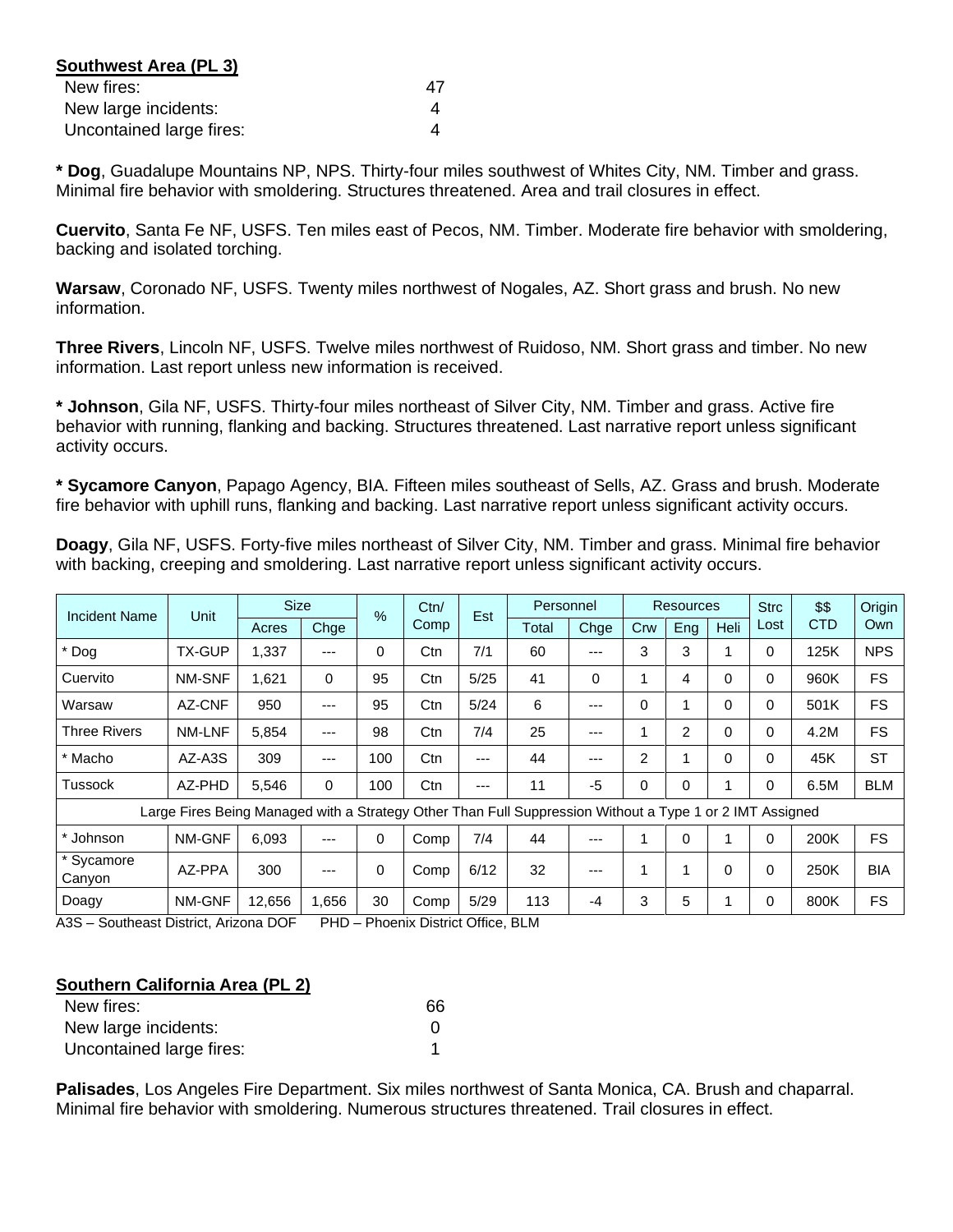**Southwest Area (PL 3)**

| | |
|---|---|
| New fires: | 47 |
| New large incidents: | 4 |
| Uncontained large fires: | 4 |

**\* Dog**, Guadalupe Mountains NP, NPS. Thirty-four miles southwest of Whites City, NM. Timber and grass. Minimal fire behavior with smoldering. Structures threatened. Area and trail closures in effect.

**Cuervito**, Santa Fe NF, USFS. Ten miles east of Pecos, NM. Timber. Moderate fire behavior with smoldering, backing and isolated torching.

**Warsaw**, Coronado NF, USFS. Twenty miles northwest of Nogales, AZ. Short grass and brush. No new information.

**Three Rivers**, Lincoln NF, USFS. Twelve miles northwest of Ruidoso, NM. Short grass and timber. No new information. Last report unless new information is received.

**\* Johnson**, Gila NF, USFS. Thirty-four miles northeast of Silver City, NM. Timber and grass. Active fire behavior with running, flanking and backing. Structures threatened. Last narrative report unless significant activity occurs.

**\* Sycamore Canyon**, Papago Agency, BIA. Fifteen miles southeast of Sells, AZ. Grass and brush. Moderate fire behavior with uphill runs, flanking and backing. Last narrative report unless significant activity occurs.

**Doagy**, Gila NF, USFS. Forty-five miles northeast of Silver City, NM. Timber and grass. Minimal fire behavior with backing, creeping and smoldering. Last narrative report unless significant activity occurs.

| Incident Name | Unit | Size | | % | Ctn/ Comp | Est | Personnel | | Resources | | | Strc Lost | $$ CTD | Origin Own |
|---|---|---|---|---|---|---|---|---|---|---|---|---|---|---|
| | | Acres | Chge | | | | Total | Chge | Crw | Eng | Heli | | | |
| * Dog | TX-GUP | 1,337 | --- | 0 | Ctn | 7/1 | 60 | --- | 3 | 3 | 1 | 0 | 125K | NPS |
| Cuervito | NM-SNF | 1,621 | 0 | 95 | Ctn | 5/25 | 41 | 0 | 1 | 4 | 0 | 0 | 960K | FS |
| Warsaw | AZ-CNF | 950 | --- | 95 | Ctn | 5/24 | 6 | --- | 0 | 1 | 0 | 0 | 501K | FS |
| Three Rivers | NM-LNF | 5,854 | --- | 98 | Ctn | 7/4 | 25 | --- | 1 | 2 | 0 | 0 | 4.2M | FS |
| * Macho | AZ-A3S | 309 | --- | 100 | Ctn | --- | 44 | --- | 2 | 1 | 0 | 0 | 45K | ST |
| Tussock | AZ-PHD | 5,546 | 0 | 100 | Ctn | --- | 11 | -5 | 0 | 0 | 1 | 0 | 6.5M | BLM |
| Large Fires Being Managed with a Strategy Other Than Full Suppression Without a Type 1 or 2 IMT Assigned | | | | | | | | | | | | | | |
| * Johnson | NM-GNF | 6,093 | --- | 0 | Comp | 7/4 | 44 | --- | 1 | 0 | 1 | 0 | 200K | FS |
| * Sycamore Canyon | AZ-PPA | 300 | --- | 0 | Comp | 6/12 | 32 | --- | 1 | 1 | 0 | 0 | 250K | BIA |
| Doagy | NM-GNF | 12,656 | 1,656 | 30 | Comp | 5/29 | 113 | -4 | 3 | 5 | 1 | 0 | 800K | FS |

A3S – Southeast District, Arizona DOF     PHD – Phoenix District Office, BLM

**Southern California Area (PL 2)**

| | |
|---|---|
| New fires: | 66 |
| New large incidents: | 0 |
| Uncontained large fires: | 1 |

**Palisades**, Los Angeles Fire Department. Six miles northwest of Santa Monica, CA. Brush and chaparral. Minimal fire behavior with smoldering. Numerous structures threatened. Trail closures in effect.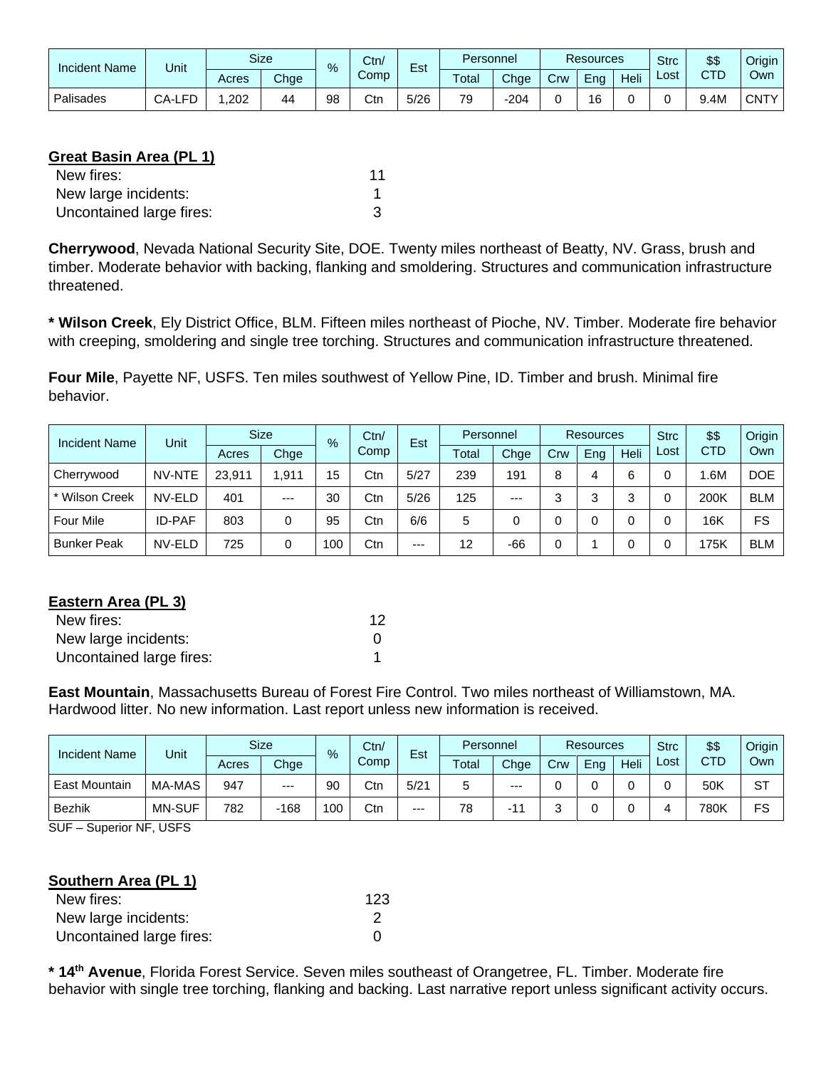| Incident Name | Unit | Size | | % | Ctn/ Comp | Est | Personnel | | Resources | | | Strc Lost | $$ CTD | Origin Own |
|---|---|---|---|---|---|---|---|---|---|---|---|---|---|---|
| | | Acres | Chge | | | | Total | Chge | Crw | Eng | Heli | | | |
| Palisades | CA-LFD | 1,202 | 44 | 98 | Ctn | 5/26 | 79 | -204 | 0 | 16 | 0 | 0 | 9.4M | CNTY |

**Great Basin Area (PL 1)**

New fires: 11
New large incidents: 1
Uncontained large fires: 3

**Cherrywood**, Nevada National Security Site, DOE. Twenty miles northeast of Beatty, NV. Grass, brush and timber. Moderate behavior with backing, flanking and smoldering. Structures and communication infrastructure threatened.

**\* Wilson Creek**, Ely District Office, BLM. Fifteen miles northeast of Pioche, NV. Timber. Moderate fire behavior with creeping, smoldering and single tree torching. Structures and communication infrastructure threatened.

**Four Mile**, Payette NF, USFS. Ten miles southwest of Yellow Pine, ID. Timber and brush. Minimal fire behavior.

| Incident Name | Unit | Size | | % | Ctn/ Comp | Est | Personnel | | Resources | | | Strc Lost | $$ CTD | Origin Own |
|---|---|---|---|---|---|---|---|---|---|---|---|---|---|---|
| | | Acres | Chge | | | | Total | Chge | Crw | Eng | Heli | | | |
| Cherrywood | NV-NTE | 23,911 | 1,911 | 15 | Ctn | 5/27 | 239 | 191 | 8 | 4 | 6 | 0 | 1.6M | DOE |
| * Wilson Creek | NV-ELD | 401 | --- | 30 | Ctn | 5/26 | 125 | --- | 3 | 3 | 3 | 0 | 200K | BLM |
| Four Mile | ID-PAF | 803 | 0 | 95 | Ctn | 6/6 | 5 | 0 | 0 | 0 | 0 | 0 | 16K | FS |
| Bunker Peak | NV-ELD | 725 | 0 | 100 | Ctn | --- | 12 | -66 | 0 | 1 | 0 | 0 | 175K | BLM |

**Eastern Area (PL 3)**

New fires: 12
New large incidents: 0
Uncontained large fires: 1

**East Mountain**, Massachusetts Bureau of Forest Fire Control. Two miles northeast of Williamstown, MA. Hardwood litter. No new information. Last report unless new information is received.

| Incident Name | Unit | Size | | % | Ctn/ Comp | Est | Personnel | | Resources | | | Strc Lost | $$ CTD | Origin Own |
|---|---|---|---|---|---|---|---|---|---|---|---|---|---|---|
| | | Acres | Chge | | | | Total | Chge | Crw | Eng | Heli | | | |
| East Mountain | MA-MAS | 947 | --- | 90 | Ctn | 5/21 | 5 | --- | 0 | 0 | 0 | 0 | 50K | ST |
| Bezhik | MN-SUF | 782 | -168 | 100 | Ctn | --- | 78 | -11 | 3 | 0 | 0 | 4 | 780K | FS |

SUF – Superior NF, USFS

**Southern Area (PL 1)**

New fires: 123
New large incidents: 2
Uncontained large fires: 0

**\* 14th Avenue**, Florida Forest Service. Seven miles southeast of Orangetree, FL. Timber. Moderate fire behavior with single tree torching, flanking and backing. Last narrative report unless significant activity occurs.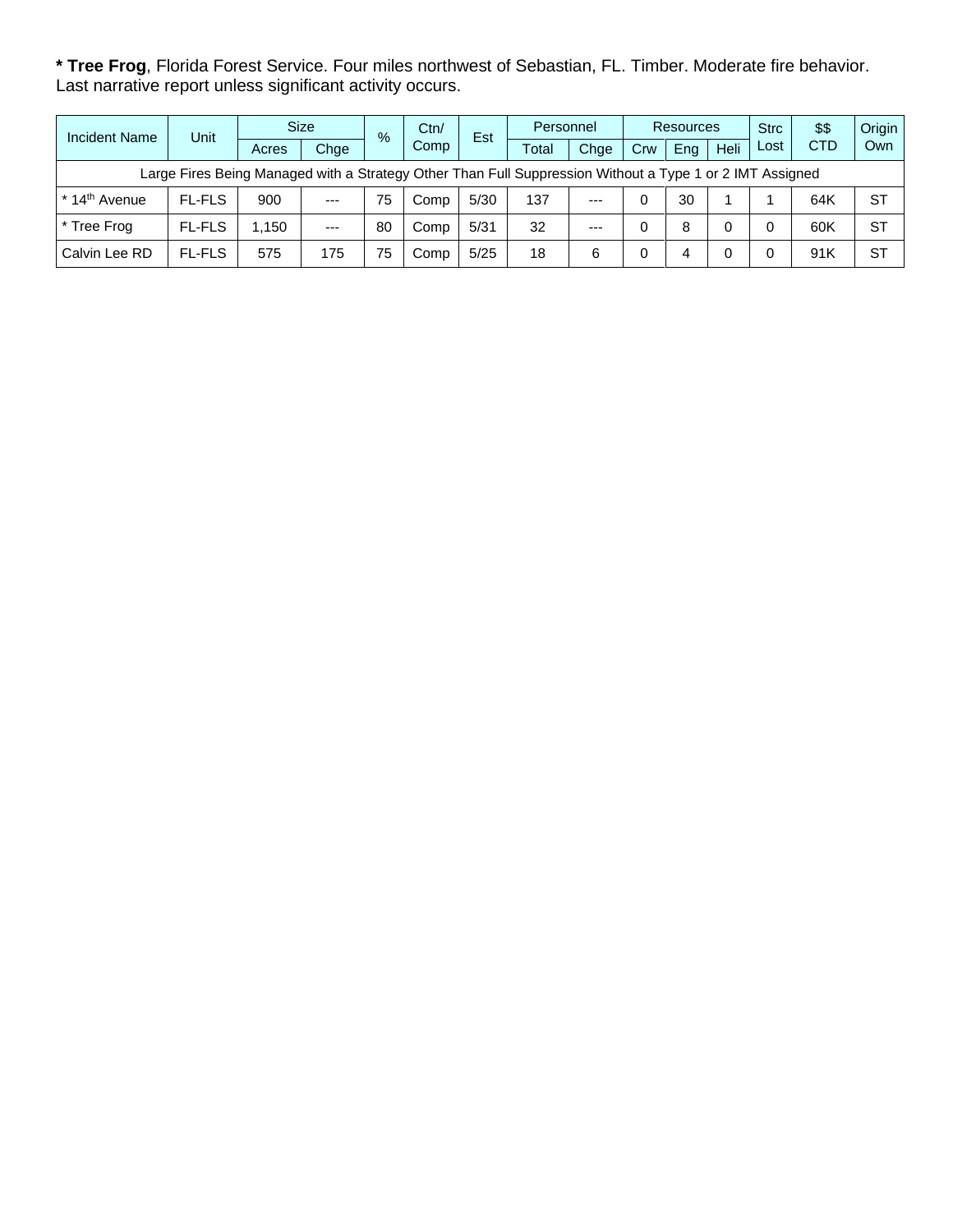**\* Tree Frog**, Florida Forest Service. Four miles northwest of Sebastian, FL. Timber. Moderate fire behavior. Last narrative report unless significant activity occurs.

| Incident Name | Unit | Size | | % | Ctn/ Comp | Est | Personnel | | Resources | | | Strc Lost | $$ CTD | Origin Own |
|---|---|---|---|---|---|---|---|---|---|---|---|---|---|---|
| | | Acres | Chge | | | | Total | Chge | Crw | Eng | Heli | | | |
| Large Fires Being Managed with a Strategy Other Than Full Suppression Without a Type 1 or 2 IMT Assigned | | | | | | | | | | | | | | |
| * 14th Avenue | FL-FLS | 900 | --- | 75 | Comp | 5/30 | 137 | --- | 0 | 30 | 1 | 1 | 64K | ST |
| * Tree Frog | FL-FLS | 1,150 | --- | 80 | Comp | 5/31 | 32 | --- | 0 | 8 | 0 | 0 | 60K | ST |
| Calvin Lee RD | FL-FLS | 575 | 175 | 75 | Comp | 5/25 | 18 | 6 | 0 | 4 | 0 | 0 | 91K | ST |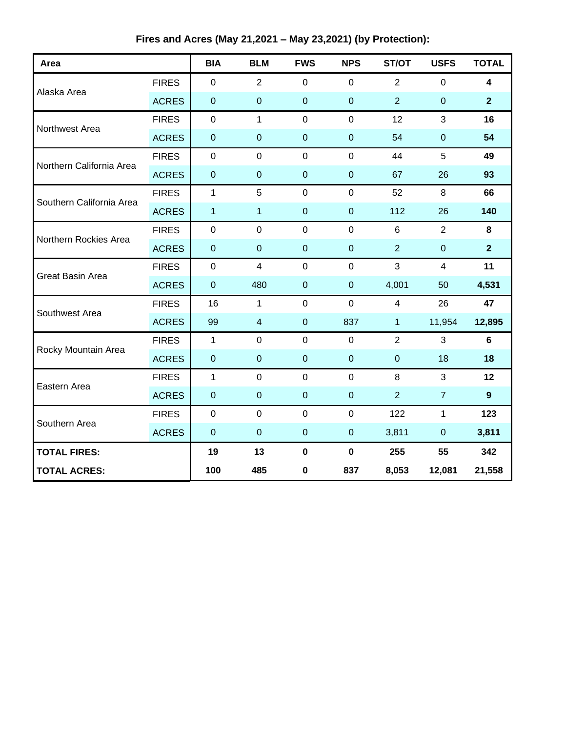**Fires and Acres (May 21,2021 – May 23,2021) (by Protection):**

| Area | | BIA | BLM | FWS | NPS | ST/OT | USFS | TOTAL |
|---|---|---|---|---|---|---|---|---|
| Alaska Area | FIRES | 0 | 2 | 0 | 0 | 2 | 0 | **4** |
| | ACRES | 0 | 0 | 0 | 0 | 2 | 0 | **2** |
| Northwest Area | FIRES | 0 | 1 | 0 | 0 | 12 | 3 | **16** |
| | ACRES | 0 | 0 | 0 | 0 | 54 | 0 | **54** |
| Northern California Area | FIRES | 0 | 0 | 0 | 0 | 44 | 5 | **49** |
| | ACRES | 0 | 0 | 0 | 0 | 67 | 26 | **93** |
| Southern California Area | FIRES | 1 | 5 | 0 | 0 | 52 | 8 | **66** |
| | ACRES | 1 | 1 | 0 | 0 | 112 | 26 | **140** |
| Northern Rockies Area | FIRES | 0 | 0 | 0 | 0 | 6 | 2 | **8** |
| | ACRES | 0 | 0 | 0 | 0 | 2 | 0 | **2** |
| Great Basin Area | FIRES | 0 | 4 | 0 | 0 | 3 | 4 | **11** |
| | ACRES | 0 | 480 | 0 | 0 | 4,001 | 50 | **4,531** |
| Southwest Area | FIRES | 16 | 1 | 0 | 0 | 4 | 26 | **47** |
| | ACRES | 99 | 4 | 0 | 837 | 1 | 11,954 | **12,895** |
| Rocky Mountain Area | FIRES | 1 | 0 | 0 | 0 | 2 | 3 | **6** |
| | ACRES | 0 | 0 | 0 | 0 | 0 | 18 | **18** |
| Eastern Area | FIRES | 1 | 0 | 0 | 0 | 8 | 3 | **12** |
| | ACRES | 0 | 0 | 0 | 0 | 2 | 7 | **9** |
| Southern Area | FIRES | 0 | 0 | 0 | 0 | 122 | 1 | **123** |
| | ACRES | 0 | 0 | 0 | 0 | 3,811 | 0 | **3,811** |
| **TOTAL FIRES:** | | **19** | **13** | **0** | **0** | **255** | **55** | **342** |
| **TOTAL ACRES:** | | **100** | **485** | **0** | **837** | **8,053** | **12,081** | **21,558** |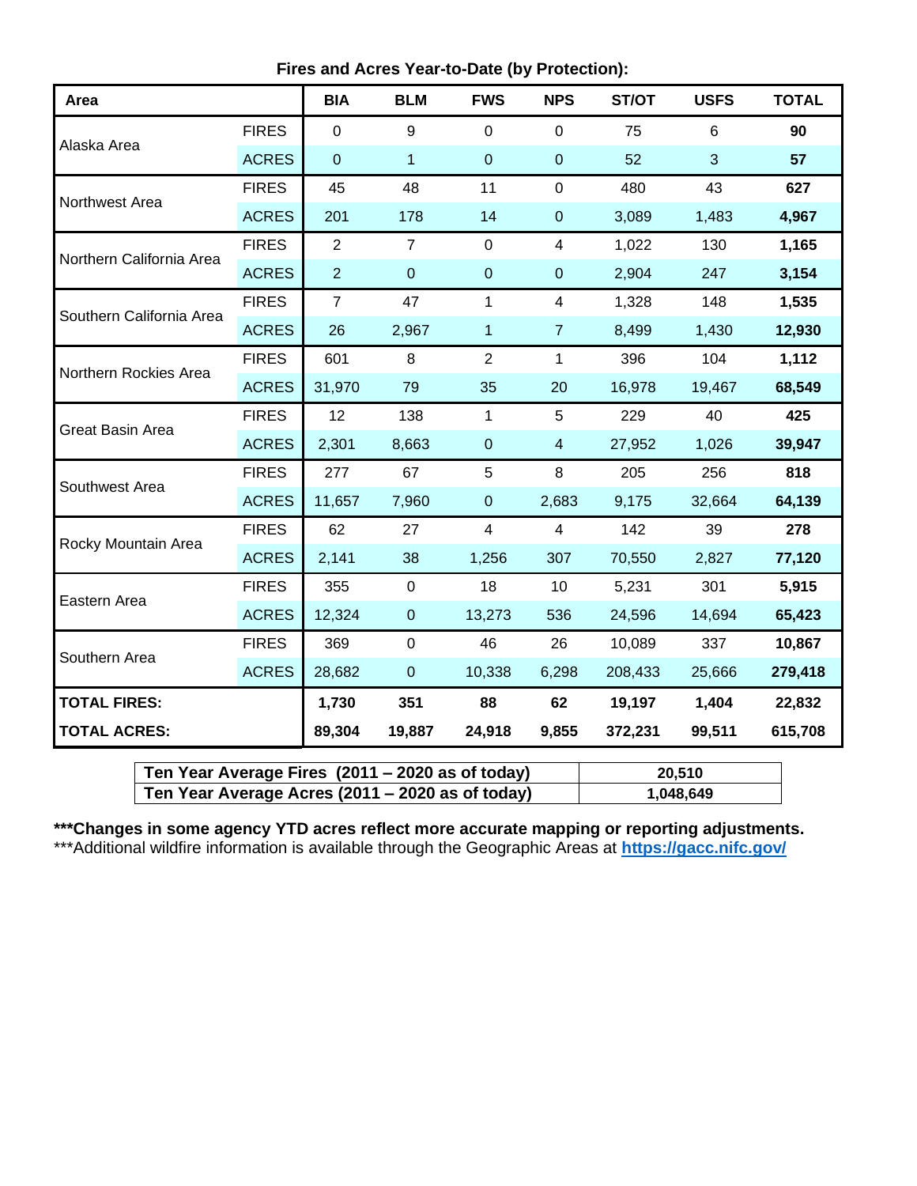**Fires and Acres Year-to-Date (by Protection):**

| Area | | BIA | BLM | FWS | NPS | ST/OT | USFS | TOTAL |
|---|---|---|---|---|---|---|---|---|
| Alaska Area | FIRES | 0 | 9 | 0 | 0 | 75 | 6 | **90** |
| | ACRES | 0 | 1 | 0 | 0 | 52 | 3 | **57** |
| Northwest Area | FIRES | 45 | 48 | 11 | 0 | 480 | 43 | **627** |
| | ACRES | 201 | 178 | 14 | 0 | 3,089 | 1,483 | **4,967** |
| Northern California Area | FIRES | 2 | 7 | 0 | 4 | 1,022 | 130 | **1,165** |
| | ACRES | 2 | 0 | 0 | 0 | 2,904 | 247 | **3,154** |
| Southern California Area | FIRES | 7 | 47 | 1 | 4 | 1,328 | 148 | **1,535** |
| | ACRES | 26 | 2,967 | 1 | 7 | 8,499 | 1,430 | **12,930** |
| Northern Rockies Area | FIRES | 601 | 8 | 2 | 1 | 396 | 104 | **1,112** |
| | ACRES | 31,970 | 79 | 35 | 20 | 16,978 | 19,467 | **68,549** |
| Great Basin Area | FIRES | 12 | 138 | 1 | 5 | 229 | 40 | **425** |
| | ACRES | 2,301 | 8,663 | 0 | 4 | 27,952 | 1,026 | **39,947** |
| Southwest Area | FIRES | 277 | 67 | 5 | 8 | 205 | 256 | **818** |
| | ACRES | 11,657 | 7,960 | 0 | 2,683 | 9,175 | 32,664 | **64,139** |
| Rocky Mountain Area | FIRES | 62 | 27 | 4 | 4 | 142 | 39 | **278** |
| | ACRES | 2,141 | 38 | 1,256 | 307 | 70,550 | 2,827 | **77,120** |
| Eastern Area | FIRES | 355 | 0 | 18 | 10 | 5,231 | 301 | **5,915** |
| | ACRES | 12,324 | 0 | 13,273 | 536 | 24,596 | 14,694 | **65,423** |
| Southern Area | FIRES | 369 | 0 | 46 | 26 | 10,089 | 337 | **10,867** |
| | ACRES | 28,682 | 0 | 10,338 | 6,298 | 208,433 | 25,666 | **279,418** |
| **TOTAL FIRES:** | | **1,730** | **351** | **88** | **62** | **19,197** | **1,404** | **22,832** |
| **TOTAL ACRES:** | | **89,304** | **19,887** | **24,918** | **9,855** | **372,231** | **99,511** | **615,708** |

| | |
|---|---|
| **Ten Year Average Fires (2011 – 2020 as of today)** | **20,510** |
| **Ten Year Average Acres (2011 – 2020 as of today)** | **1,048,649** |

**\*\*\*Changes in some agency YTD acres reflect more accurate mapping or reporting adjustments.**

\*\*\*Additional wildfire information is available through the Geographic Areas at **https://gacc.nifc.gov/**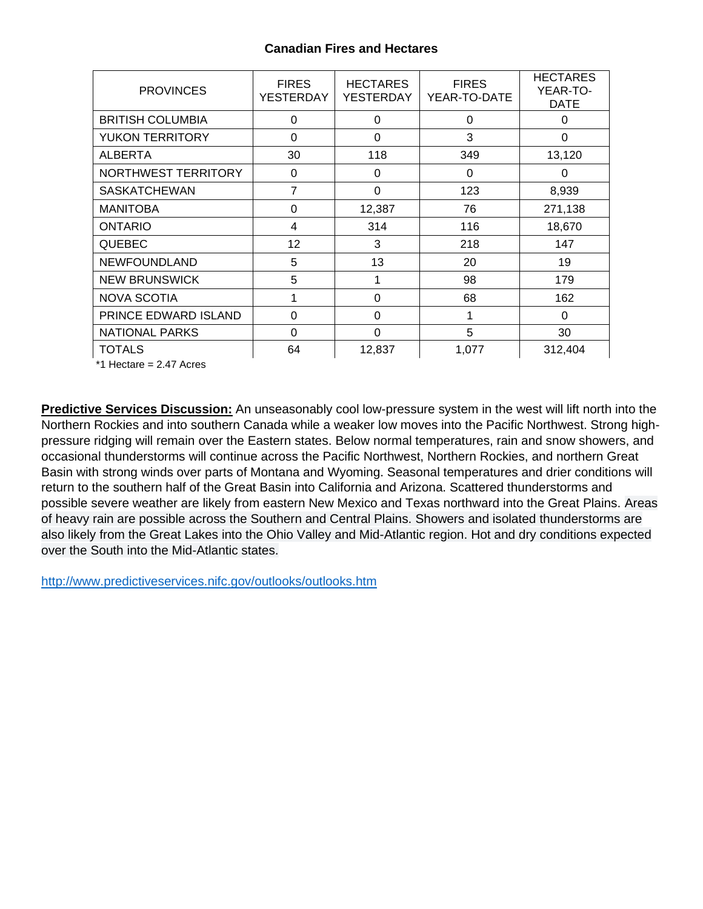**Canadian Fires and Hectares**

| PROVINCES | FIRES YESTERDAY | HECTARES YESTERDAY | FIRES YEAR-TO-DATE | HECTARES YEAR-TO-DATE |
|---|---|---|---|---|
| BRITISH COLUMBIA | 0 | 0 | 0 | 0 |
| YUKON TERRITORY | 0 | 0 | 3 | 0 |
| ALBERTA | 30 | 118 | 349 | 13,120 |
| NORTHWEST TERRITORY | 0 | 0 | 0 | 0 |
| SASKATCHEWAN | 7 | 0 | 123 | 8,939 |
| MANITOBA | 0 | 12,387 | 76 | 271,138 |
| ONTARIO | 4 | 314 | 116 | 18,670 |
| QUEBEC | 12 | 3 | 218 | 147 |
| NEWFOUNDLAND | 5 | 13 | 20 | 19 |
| NEW BRUNSWICK | 5 | 1 | 98 | 179 |
| NOVA SCOTIA | 1 | 0 | 68 | 162 |
| PRINCE EDWARD ISLAND | 0 | 0 | 1 | 0 |
| NATIONAL PARKS | 0 | 0 | 5 | 30 |
| TOTALS | 64 | 12,837 | 1,077 | 312,404 |

*1 Hectare = 2.47 Acres

**Predictive Services Discussion:** An unseasonably cool low-pressure system in the west will lift north into the Northern Rockies and into southern Canada while a weaker low moves into the Pacific Northwest. Strong high-pressure ridging will remain over the Eastern states. Below normal temperatures, rain and snow showers, and occasional thunderstorms will continue across the Pacific Northwest, Northern Rockies, and northern Great Basin with strong winds over parts of Montana and Wyoming. Seasonal temperatures and drier conditions will return to the southern half of the Great Basin into California and Arizona. Scattered thunderstorms and possible severe weather are likely from eastern New Mexico and Texas northward into the Great Plains. Areas of heavy rain are possible across the Southern and Central Plains. Showers and isolated thunderstorms are also likely from the Great Lakes into the Ohio Valley and Mid-Atlantic region. Hot and dry conditions expected over the South into the Mid-Atlantic states.

http://www.predictiveservices.nifc.gov/outlooks/outlooks.htm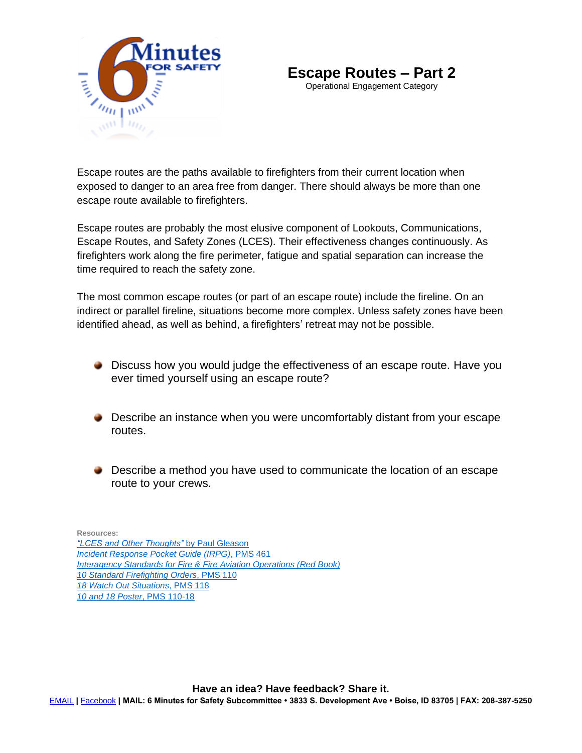# Escape Routes – Part 2

Operational Engagement Category

Escape routes are the paths available to firefighters from their current location when exposed to danger to an area free from danger. There should always be more than one escape route available to firefighters.

Escape routes are probably the most elusive component of Lookouts, Communications, Escape Routes, and Safety Zones (LCES). Their effectiveness changes continuously. As firefighters work along the fire perimeter, fatigue and spatial separation can increase the time required to reach the safety zone.

The most common escape routes (or part of an escape route) include the fireline. On an indirect or parallel fireline, situations become more complex. Unless safety zones have been identified ahead, as well as behind, a firefighters' retreat may not be possible.

- Discuss how you would judge the effectiveness of an escape route. Have you ever timed yourself using an escape route?
- Describe an instance when you were uncomfortably distant from your escape routes.
- Describe a method you have used to communicate the location of an escape route to your crews.

**Resources:**
*"LCES and Other Thoughts"* by Paul Gleason
*Incident Response Pocket Guide (IRPG)*, PMS 461
*Interagency Standards for Fire & Fire Aviation Operations (Red Book)*
*10 Standard Firefighting Orders*, PMS 110
*18 Watch Out Situations*, PMS 118
*10 and 18 Poster*, PMS 110-18

**Have an idea? Have feedback? Share it.**

EMAIL | Facebook | **MAIL: 6 Minutes for Safety Subcommittee • 3833 S. Development Ave • Boise, ID 83705 | FAX: 208-387-5250**